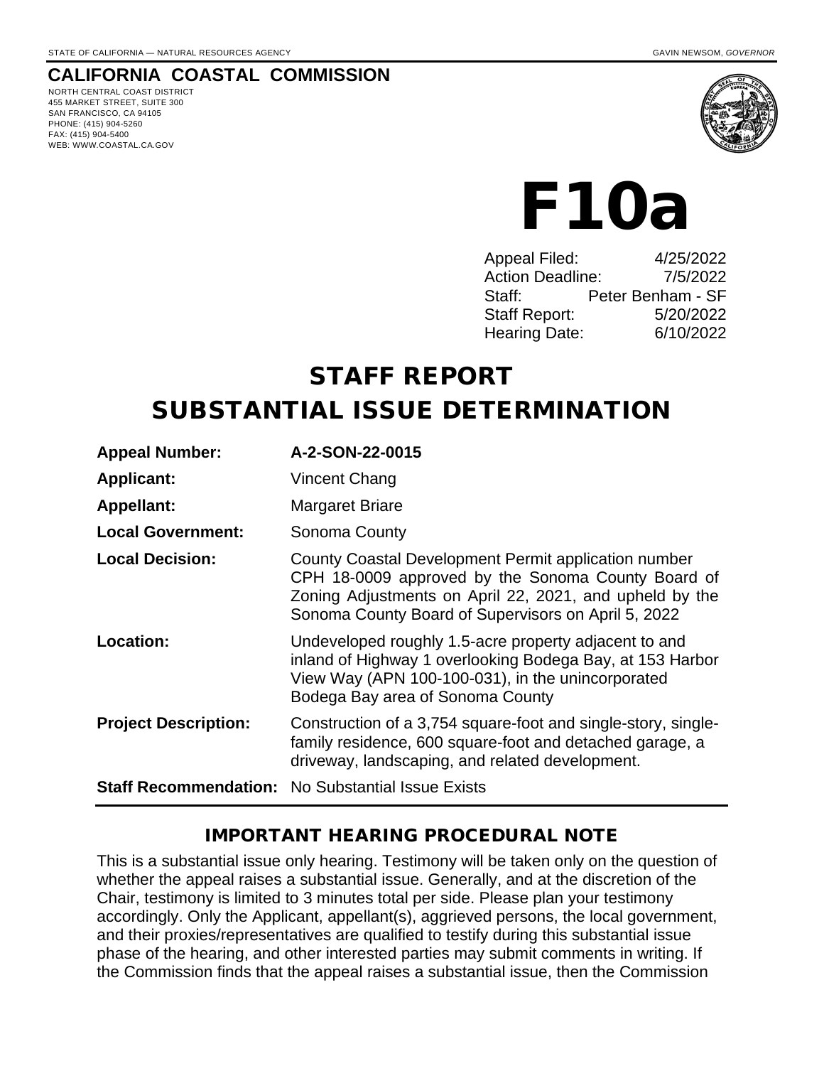STATE OF CALIFORNIA — NATURAL RESOURCES AGENCY GAVIN NEWSOM, *GOVERNOR*

**CALIFORNIA COASTAL COMMISSION**

NORTH CENTRAL COAST DISTRICT
455 MARKET STREET, SUITE 300
SAN FRANCISCO, CA 94105
PHONE: (415) 904-5260
FAX: (415) 904-5400
WEB: WWW.COASTAL.CA.GOV

# F10a

| | |
|---|---|
| Appeal Filed: | 4/25/2022 |
| Action Deadline: | 7/5/2022 |
| Staff: | Peter Benham - SF |
| Staff Report: | 5/20/2022 |
| Hearing Date: | 6/10/2022 |

# STAFF REPORT
# SUBSTANTIAL ISSUE DETERMINATION

| | |
|---|---|
| **Appeal Number:** | **A-2-SON-22-0015** |
| **Applicant:** | Vincent Chang |
| **Appellant:** | Margaret Briare |
| **Local Government:** | Sonoma County |
| **Local Decision:** | County Coastal Development Permit application number CPH 18-0009 approved by the Sonoma County Board of Zoning Adjustments on April 22, 2021, and upheld by the Sonoma County Board of Supervisors on April 5, 2022 |
| **Location:** | Undeveloped roughly 1.5-acre property adjacent to and inland of Highway 1 overlooking Bodega Bay, at 153 Harbor View Way (APN 100-100-031), in the unincorporated Bodega Bay area of Sonoma County |
| **Project Description:** | Construction of a 3,754 square-foot and single-story, single-family residence, 600 square-foot and detached garage, a driveway, landscaping, and related development. |
| **Staff Recommendation:** | No Substantial Issue Exists |

## IMPORTANT HEARING PROCEDURAL NOTE

This is a substantial issue only hearing. Testimony will be taken only on the question of whether the appeal raises a substantial issue. Generally, and at the discretion of the Chair, testimony is limited to 3 minutes total per side. Please plan your testimony accordingly. Only the Applicant, appellant(s), aggrieved persons, the local government, and their proxies/representatives are qualified to testify during this substantial issue phase of the hearing, and other interested parties may submit comments in writing. If the Commission finds that the appeal raises a substantial issue, then the Commission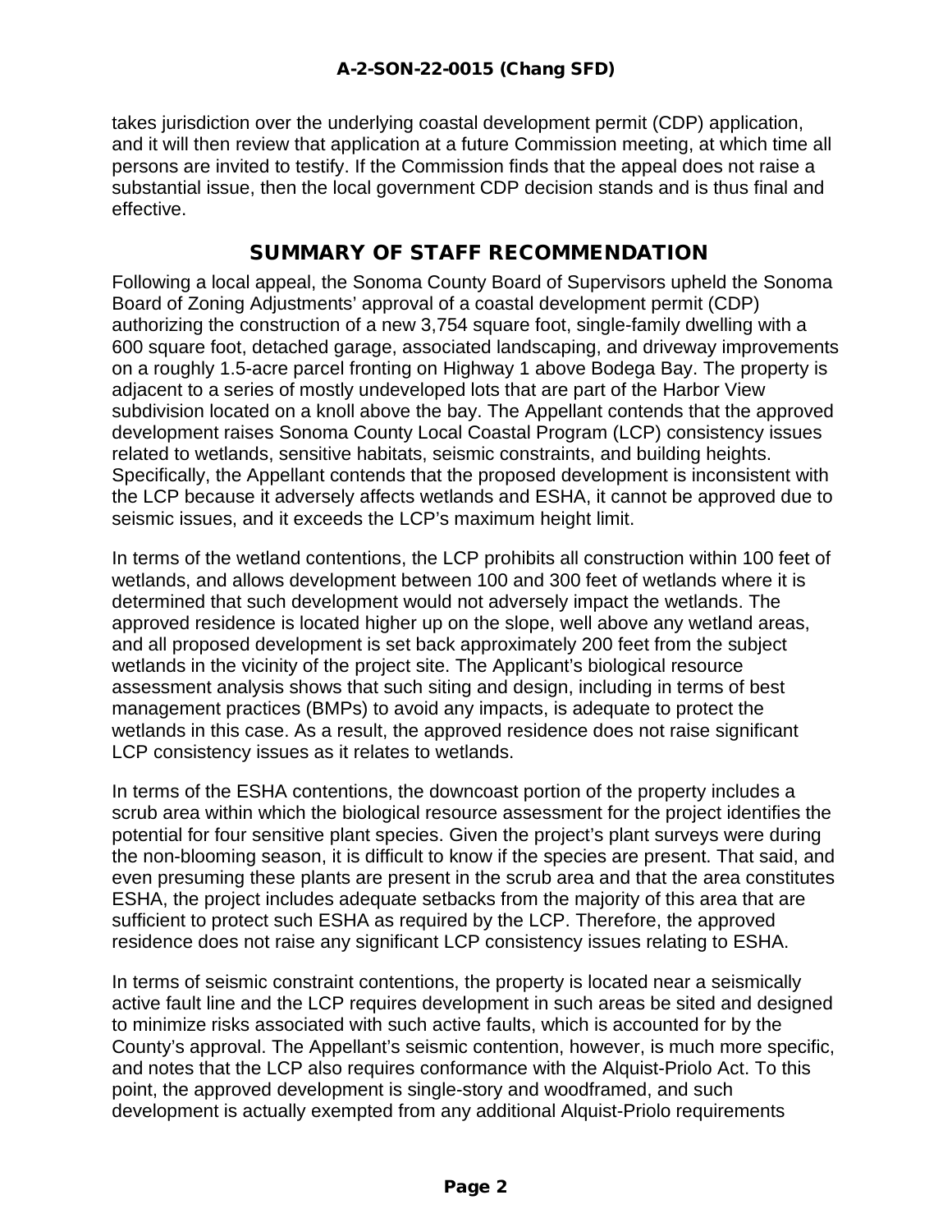takes jurisdiction over the underlying coastal development permit (CDP) application, and it will then review that application at a future Commission meeting, at which time all persons are invited to testify. If the Commission finds that the appeal does not raise a substantial issue, then the local government CDP decision stands and is thus final and effective.

## SUMMARY OF STAFF RECOMMENDATION

Following a local appeal, the Sonoma County Board of Supervisors upheld the Sonoma Board of Zoning Adjustments' approval of a coastal development permit (CDP) authorizing the construction of a new 3,754 square foot, single-family dwelling with a 600 square foot, detached garage, associated landscaping, and driveway improvements on a roughly 1.5-acre parcel fronting on Highway 1 above Bodega Bay. The property is adjacent to a series of mostly undeveloped lots that are part of the Harbor View subdivision located on a knoll above the bay. The Appellant contends that the approved development raises Sonoma County Local Coastal Program (LCP) consistency issues related to wetlands, sensitive habitats, seismic constraints, and building heights. Specifically, the Appellant contends that the proposed development is inconsistent with the LCP because it adversely affects wetlands and ESHA, it cannot be approved due to seismic issues, and it exceeds the LCP's maximum height limit.

In terms of the wetland contentions, the LCP prohibits all construction within 100 feet of wetlands, and allows development between 100 and 300 feet of wetlands where it is determined that such development would not adversely impact the wetlands. The approved residence is located higher up on the slope, well above any wetland areas, and all proposed development is set back approximately 200 feet from the subject wetlands in the vicinity of the project site. The Applicant's biological resource assessment analysis shows that such siting and design, including in terms of best management practices (BMPs) to avoid any impacts, is adequate to protect the wetlands in this case. As a result, the approved residence does not raise significant LCP consistency issues as it relates to wetlands.

In terms of the ESHA contentions, the downcoast portion of the property includes a scrub area within which the biological resource assessment for the project identifies the potential for four sensitive plant species. Given the project's plant surveys were during the non-blooming season, it is difficult to know if the species are present. That said, and even presuming these plants are present in the scrub area and that the area constitutes ESHA, the project includes adequate setbacks from the majority of this area that are sufficient to protect such ESHA as required by the LCP. Therefore, the approved residence does not raise any significant LCP consistency issues relating to ESHA.

In terms of seismic constraint contentions, the property is located near a seismically active fault line and the LCP requires development in such areas be sited and designed to minimize risks associated with such active faults, which is accounted for by the County's approval. The Appellant's seismic contention, however, is much more specific, and notes that the LCP also requires conformance with the Alquist-Priolo Act. To this point, the approved development is single-story and woodframed, and such development is actually exempted from any additional Alquist-Priolo requirements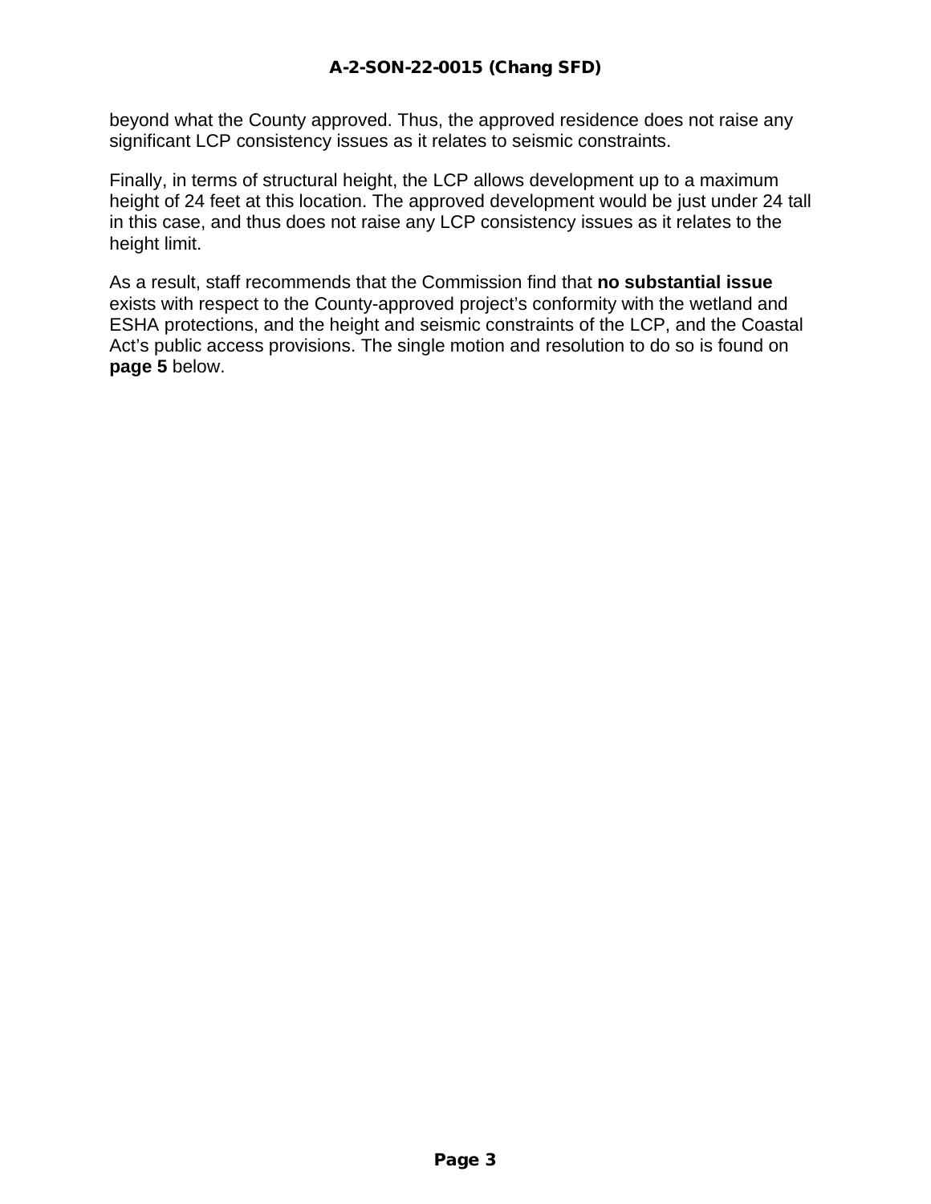beyond what the County approved. Thus, the approved residence does not raise any significant LCP consistency issues as it relates to seismic constraints.

Finally, in terms of structural height, the LCP allows development up to a maximum height of 24 feet at this location. The approved development would be just under 24 tall in this case, and thus does not raise any LCP consistency issues as it relates to the height limit.

As a result, staff recommends that the Commission find that **no substantial issue** exists with respect to the County-approved project's conformity with the wetland and ESHA protections, and the height and seismic constraints of the LCP, and the Coastal Act's public access provisions. The single motion and resolution to do so is found on **page 5** below.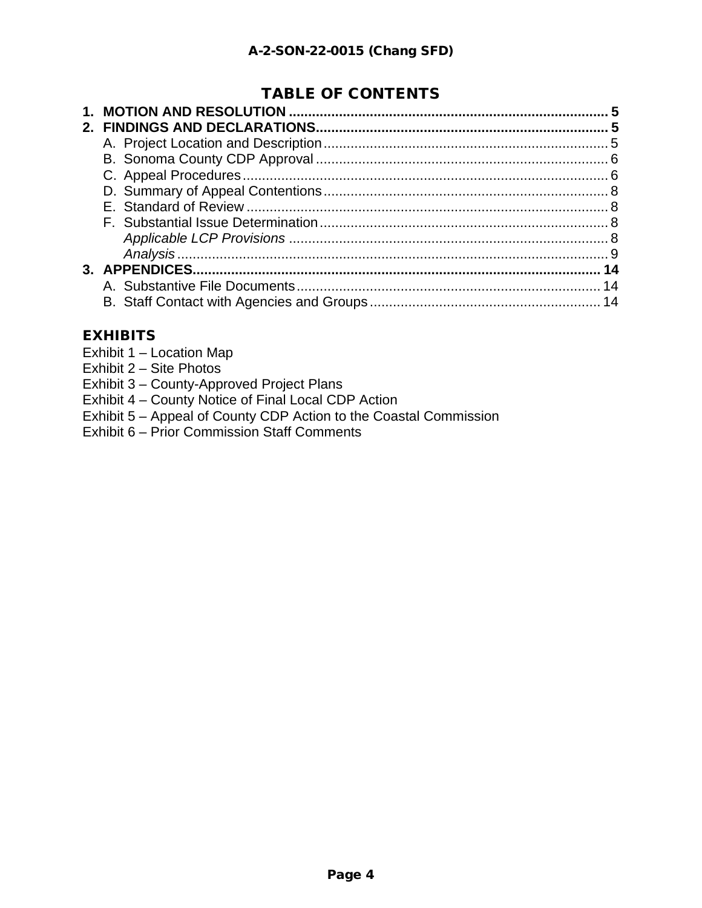## TABLE OF CONTENTS

1. **MOTION AND RESOLUTION** .................................................................................. 5
2. **FINDINGS AND DECLARATIONS**............................................................................ 5
   - A. Project Location and Description .......................................................................... 5
   - B. Sonoma County CDP Approval ............................................................................ 6
   - C. Appeal Procedures .............................................................................................. 6
   - D. Summary of Appeal Contentions .......................................................................... 8
   - E. Standard of Review .............................................................................................. 8
   - F. Substantial Issue Determination ........................................................................... 8
     - *Applicable LCP Provisions* .................................................................................. 8
     - *Analysis* .............................................................................................................. 9
3. **APPENDICES**......................................................................................................... 14
   - A. Substantive File Documents ............................................................................... 14
   - B. Staff Contact with Agencies and Groups ............................................................ 14

### EXHIBITS

Exhibit 1 – Location Map
Exhibit 2 – Site Photos
Exhibit 3 – County-Approved Project Plans
Exhibit 4 – County Notice of Final Local CDP Action
Exhibit 5 – Appeal of County CDP Action to the Coastal Commission
Exhibit 6 – Prior Commission Staff Comments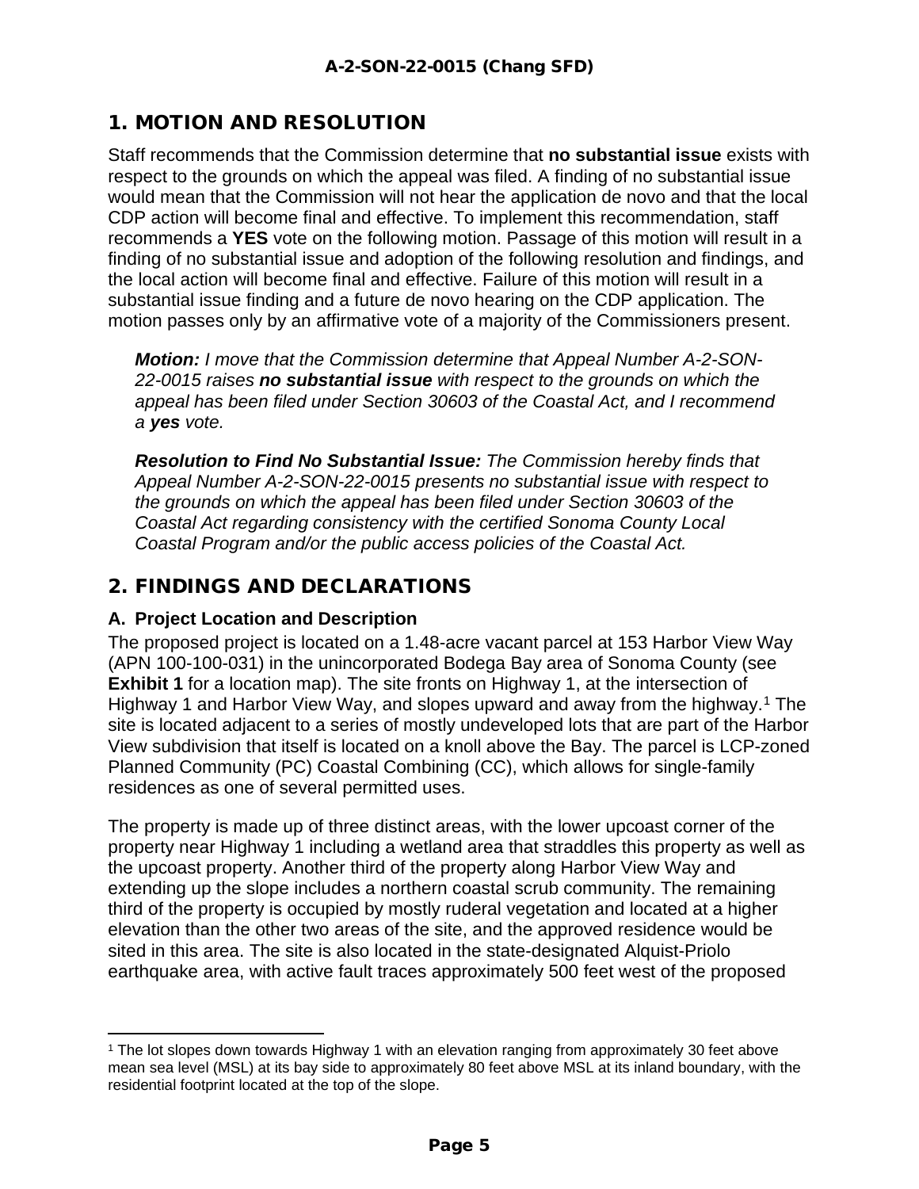## 1. MOTION AND RESOLUTION

Staff recommends that the Commission determine that **no substantial issue** exists with respect to the grounds on which the appeal was filed. A finding of no substantial issue would mean that the Commission will not hear the application de novo and that the local CDP action will become final and effective. To implement this recommendation, staff recommends a **YES** vote on the following motion. Passage of this motion will result in a finding of no substantial issue and adoption of the following resolution and findings, and the local action will become final and effective. Failure of this motion will result in a substantial issue finding and a future de novo hearing on the CDP application. The motion passes only by an affirmative vote of a majority of the Commissioners present.

> ***Motion:*** *I move that the Commission determine that Appeal Number A-2-SON-22-0015 raises* ***no substantial issue*** *with respect to the grounds on which the appeal has been filed under Section 30603 of the Coastal Act, and I recommend a* ***yes*** *vote.*
>
> ***Resolution to Find No Substantial Issue:*** *The Commission hereby finds that Appeal Number A-2-SON-22-0015 presents no substantial issue with respect to the grounds on which the appeal has been filed under Section 30603 of the Coastal Act regarding consistency with the certified Sonoma County Local Coastal Program and/or the public access policies of the Coastal Act.*

## 2. FINDINGS AND DECLARATIONS

### A. Project Location and Description

The proposed project is located on a 1.48-acre vacant parcel at 153 Harbor View Way (APN 100-100-031) in the unincorporated Bodega Bay area of Sonoma County (see **Exhibit 1** for a location map). The site fronts on Highway 1, at the intersection of Highway 1 and Harbor View Way, and slopes upward and away from the highway.[1] The site is located adjacent to a series of mostly undeveloped lots that are part of the Harbor View subdivision that itself is located on a knoll above the Bay. The parcel is LCP-zoned Planned Community (PC) Coastal Combining (CC), which allows for single-family residences as one of several permitted uses.

The property is made up of three distinct areas, with the lower upcoast corner of the property near Highway 1 including a wetland area that straddles this property as well as the upcoast property. Another third of the property along Harbor View Way and extending up the slope includes a northern coastal scrub community. The remaining third of the property is occupied by mostly ruderal vegetation and located at a higher elevation than the other two areas of the site, and the approved residence would be sited in this area. The site is also located in the state-designated Alquist-Priolo earthquake area, with active fault traces approximately 500 feet west of the proposed

---

[1] The lot slopes down towards Highway 1 with an elevation ranging from approximately 30 feet above mean sea level (MSL) at its bay side to approximately 80 feet above MSL at its inland boundary, with the residential footprint located at the top of the slope.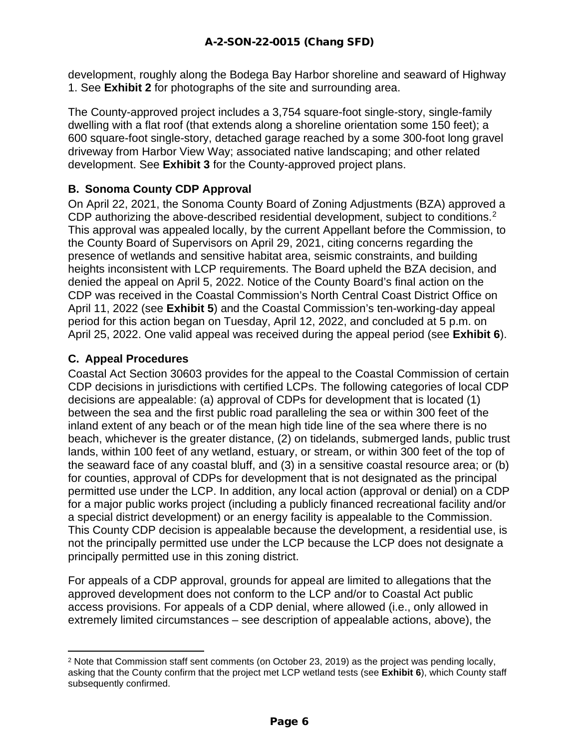development, roughly along the Bodega Bay Harbor shoreline and seaward of Highway 1. See **Exhibit 2** for photographs of the site and surrounding area.

The County-approved project includes a 3,754 square-foot single-story, single-family dwelling with a flat roof (that extends along a shoreline orientation some 150 feet); a 600 square-foot single-story, detached garage reached by a some 300-foot long gravel driveway from Harbor View Way; associated native landscaping; and other related development. See **Exhibit 3** for the County-approved project plans.

### B. Sonoma County CDP Approval

On April 22, 2021, the Sonoma County Board of Zoning Adjustments (BZA) approved a CDP authorizing the above-described residential development, subject to conditions.[2] This approval was appealed locally, by the current Appellant before the Commission, to the County Board of Supervisors on April 29, 2021, citing concerns regarding the presence of wetlands and sensitive habitat area, seismic constraints, and building heights inconsistent with LCP requirements. The Board upheld the BZA decision, and denied the appeal on April 5, 2022. Notice of the County Board's final action on the CDP was received in the Coastal Commission's North Central Coast District Office on April 11, 2022 (see **Exhibit 5**) and the Coastal Commission's ten-working-day appeal period for this action began on Tuesday, April 12, 2022, and concluded at 5 p.m. on April 25, 2022. One valid appeal was received during the appeal period (see **Exhibit 6**).

### C. Appeal Procedures

Coastal Act Section 30603 provides for the appeal to the Coastal Commission of certain CDP decisions in jurisdictions with certified LCPs. The following categories of local CDP decisions are appealable: (a) approval of CDPs for development that is located (1) between the sea and the first public road paralleling the sea or within 300 feet of the inland extent of any beach or of the mean high tide line of the sea where there is no beach, whichever is the greater distance, (2) on tidelands, submerged lands, public trust lands, within 100 feet of any wetland, estuary, or stream, or within 300 feet of the top of the seaward face of any coastal bluff, and (3) in a sensitive coastal resource area; or (b) for counties, approval of CDPs for development that is not designated as the principal permitted use under the LCP. In addition, any local action (approval or denial) on a CDP for a major public works project (including a publicly financed recreational facility and/or a special district development) or an energy facility is appealable to the Commission. This County CDP decision is appealable because the development, a residential use, is not the principally permitted use under the LCP because the LCP does not designate a principally permitted use in this zoning district.

For appeals of a CDP approval, grounds for appeal are limited to allegations that the approved development does not conform to the LCP and/or to Coastal Act public access provisions. For appeals of a CDP denial, where allowed (i.e., only allowed in extremely limited circumstances – see description of appealable actions, above), the

---

[2] Note that Commission staff sent comments (on October 23, 2019) as the project was pending locally, asking that the County confirm that the project met LCP wetland tests (see **Exhibit 6**), which County staff subsequently confirmed.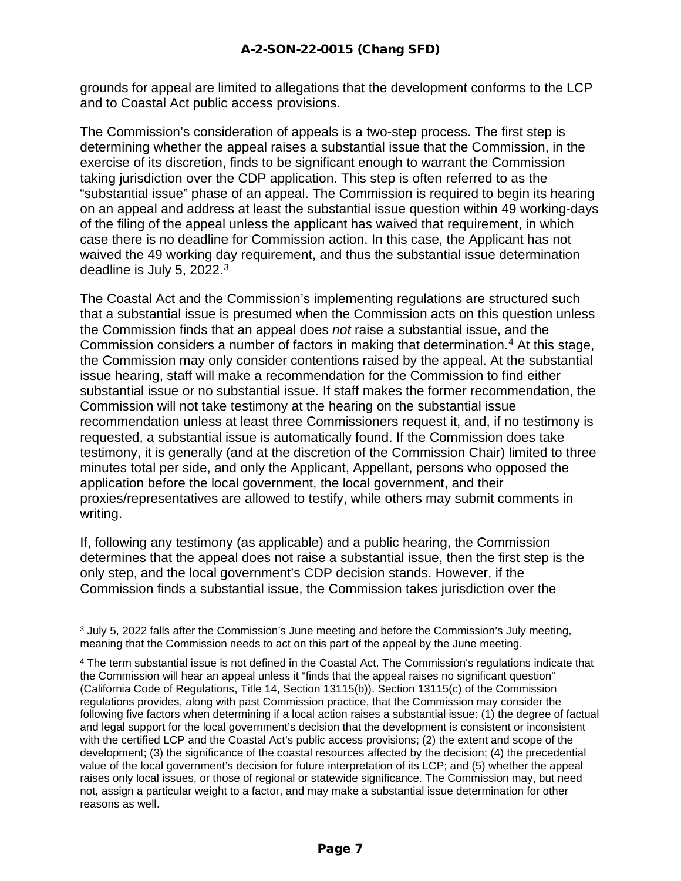grounds for appeal are limited to allegations that the development conforms to the LCP and to Coastal Act public access provisions.

The Commission's consideration of appeals is a two-step process. The first step is determining whether the appeal raises a substantial issue that the Commission, in the exercise of its discretion, finds to be significant enough to warrant the Commission taking jurisdiction over the CDP application. This step is often referred to as the "substantial issue" phase of an appeal. The Commission is required to begin its hearing on an appeal and address at least the substantial issue question within 49 working-days of the filing of the appeal unless the applicant has waived that requirement, in which case there is no deadline for Commission action. In this case, the Applicant has not waived the 49 working day requirement, and thus the substantial issue determination deadline is July 5, 2022.[3]

The Coastal Act and the Commission's implementing regulations are structured such that a substantial issue is presumed when the Commission acts on this question unless the Commission finds that an appeal does *not* raise a substantial issue, and the Commission considers a number of factors in making that determination.[4] At this stage, the Commission may only consider contentions raised by the appeal. At the substantial issue hearing, staff will make a recommendation for the Commission to find either substantial issue or no substantial issue. If staff makes the former recommendation, the Commission will not take testimony at the hearing on the substantial issue recommendation unless at least three Commissioners request it, and, if no testimony is requested, a substantial issue is automatically found. If the Commission does take testimony, it is generally (and at the discretion of the Commission Chair) limited to three minutes total per side, and only the Applicant, Appellant, persons who opposed the application before the local government, the local government, and their proxies/representatives are allowed to testify, while others may submit comments in writing.

If, following any testimony (as applicable) and a public hearing, the Commission determines that the appeal does not raise a substantial issue, then the first step is the only step, and the local government's CDP decision stands. However, if the Commission finds a substantial issue, the Commission takes jurisdiction over the

---

[3] July 5, 2022 falls after the Commission's June meeting and before the Commission's July meeting, meaning that the Commission needs to act on this part of the appeal by the June meeting.

[4] The term substantial issue is not defined in the Coastal Act. The Commission's regulations indicate that the Commission will hear an appeal unless it "finds that the appeal raises no significant question" (California Code of Regulations, Title 14, Section 13115(b)). Section 13115(c) of the Commission regulations provides, along with past Commission practice, that the Commission may consider the following five factors when determining if a local action raises a substantial issue: (1) the degree of factual and legal support for the local government's decision that the development is consistent or inconsistent with the certified LCP and the Coastal Act's public access provisions; (2) the extent and scope of the development; (3) the significance of the coastal resources affected by the decision; (4) the precedential value of the local government's decision for future interpretation of its LCP; and (5) whether the appeal raises only local issues, or those of regional or statewide significance. The Commission may, but need not, assign a particular weight to a factor, and may make a substantial issue determination for other reasons as well.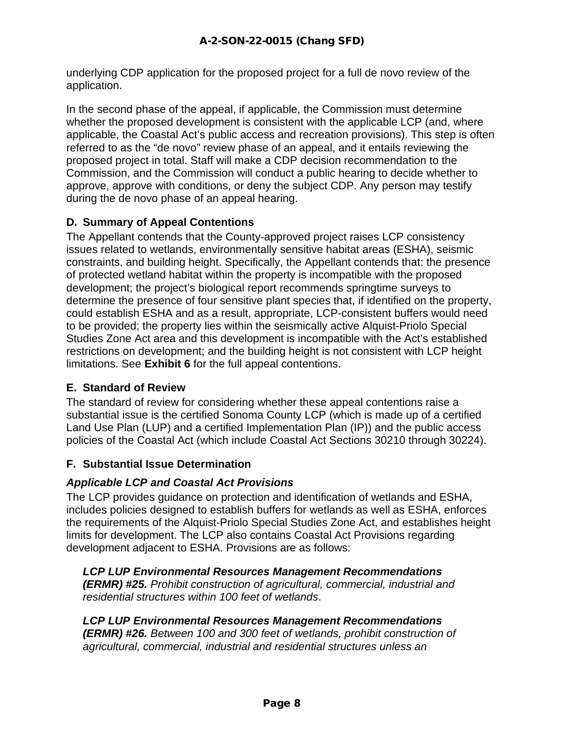underlying CDP application for the proposed project for a full de novo review of the application.

In the second phase of the appeal, if applicable, the Commission must determine whether the proposed development is consistent with the applicable LCP (and, where applicable, the Coastal Act's public access and recreation provisions). This step is often referred to as the "de novo" review phase of an appeal, and it entails reviewing the proposed project in total. Staff will make a CDP decision recommendation to the Commission, and the Commission will conduct a public hearing to decide whether to approve, approve with conditions, or deny the subject CDP. Any person may testify during the de novo phase of an appeal hearing.

### D. Summary of Appeal Contentions

The Appellant contends that the County-approved project raises LCP consistency issues related to wetlands, environmentally sensitive habitat areas (ESHA), seismic constraints, and building height. Specifically, the Appellant contends that: the presence of protected wetland habitat within the property is incompatible with the proposed development; the project's biological report recommends springtime surveys to determine the presence of four sensitive plant species that, if identified on the property, could establish ESHA and as a result, appropriate, LCP-consistent buffers would need to be provided; the property lies within the seismically active Alquist-Priolo Special Studies Zone Act area and this development is incompatible with the Act's established restrictions on development; and the building height is not consistent with LCP height limitations. See **Exhibit 6** for the full appeal contentions.

### E. Standard of Review

The standard of review for considering whether these appeal contentions raise a substantial issue is the certified Sonoma County LCP (which is made up of a certified Land Use Plan (LUP) and a certified Implementation Plan (IP)) and the public access policies of the Coastal Act (which include Coastal Act Sections 30210 through 30224).

### F. Substantial Issue Determination

#### *Applicable LCP and Coastal Act Provisions*

The LCP provides guidance on protection and identification of wetlands and ESHA, includes policies designed to establish buffers for wetlands as well as ESHA, enforces the requirements of the Alquist-Priolo Special Studies Zone Act, and establishes height limits for development. The LCP also contains Coastal Act Provisions regarding development adjacent to ESHA. Provisions are as follows:

> ***LCP LUP Environmental Resources Management Recommendations (ERMR) #25.*** *Prohibit construction of agricultural, commercial, industrial and residential structures within 100 feet of wetlands*.
>
> ***LCP LUP Environmental Resources Management Recommendations (ERMR) #26.*** *Between 100 and 300 feet of wetlands, prohibit construction of agricultural, commercial, industrial and residential structures unless an*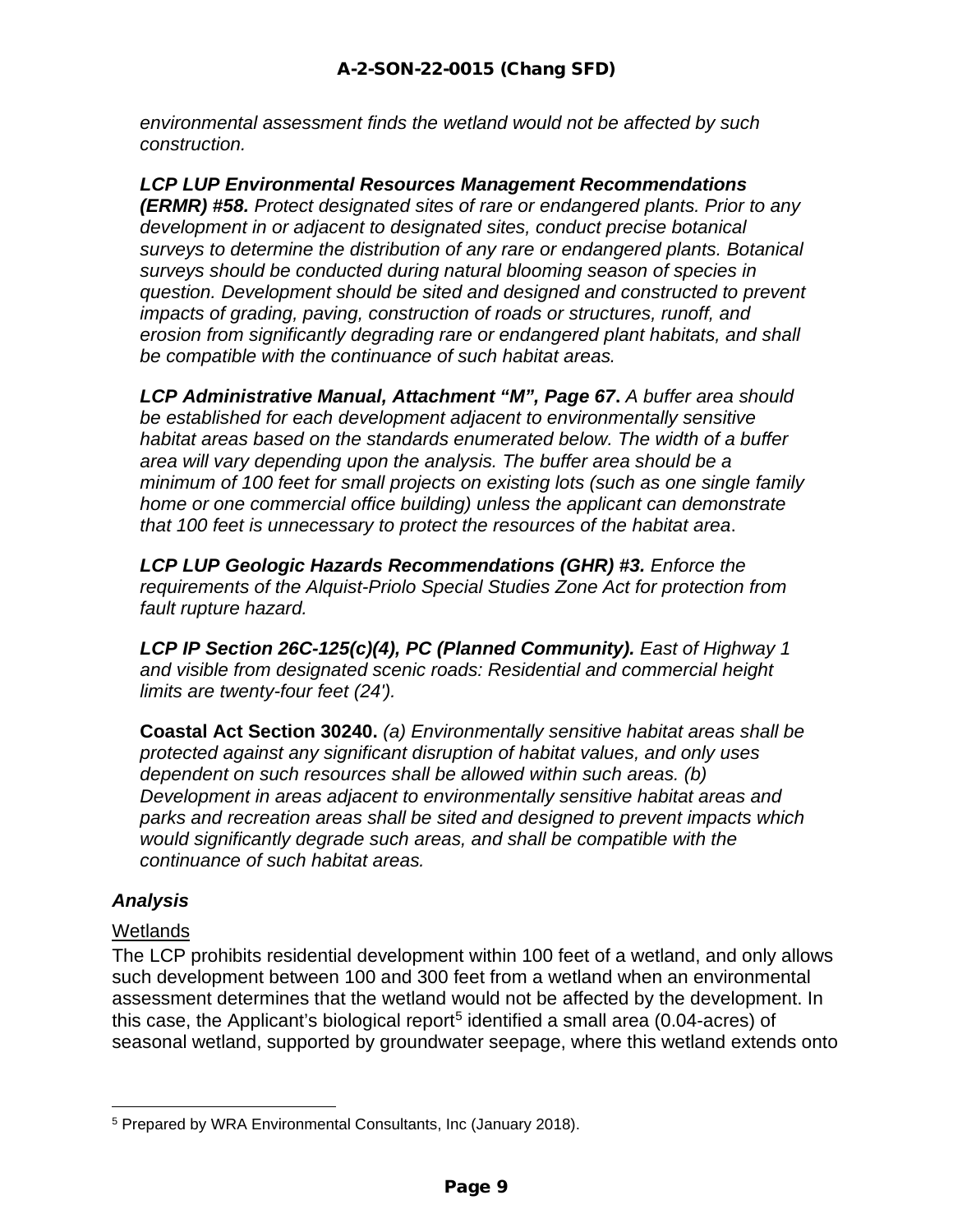*environmental assessment finds the wetland would not be affected by such construction.*

***LCP LUP Environmental Resources Management Recommendations (ERMR) #58.*** *Protect designated sites of rare or endangered plants. Prior to any development in or adjacent to designated sites, conduct precise botanical surveys to determine the distribution of any rare or endangered plants. Botanical surveys should be conducted during natural blooming season of species in question. Development should be sited and designed and constructed to prevent impacts of grading, paving, construction of roads or structures, runoff, and erosion from significantly degrading rare or endangered plant habitats, and shall be compatible with the continuance of such habitat areas.*

***LCP Administrative Manual, Attachment "M", Page 67*****.** *A buffer area should be established for each development adjacent to environmentally sensitive habitat areas based on the standards enumerated below. The width of a buffer area will vary depending upon the analysis. The buffer area should be a minimum of 100 feet for small projects on existing lots (such as one single family home or one commercial office building) unless the applicant can demonstrate that 100 feet is unnecessary to protect the resources of the habitat area*.

***LCP LUP Geologic Hazards Recommendations (GHR) #3.*** *Enforce the requirements of the Alquist-Priolo Special Studies Zone Act for protection from fault rupture hazard.*

***LCP IP Section 26C-125(c)(4), PC (Planned Community).*** *East of Highway 1 and visible from designated scenic roads: Residential and commercial height limits are twenty-four feet (24').*

**Coastal Act Section 30240.** *(a) Environmentally sensitive habitat areas shall be protected against any significant disruption of habitat values, and only uses dependent on such resources shall be allowed within such areas. (b) Development in areas adjacent to environmentally sensitive habitat areas and parks and recreation areas shall be sited and designed to prevent impacts which would significantly degrade such areas, and shall be compatible with the continuance of such habitat areas.*

### *Analysis*

Wetlands

The LCP prohibits residential development within 100 feet of a wetland, and only allows such development between 100 and 300 feet from a wetland when an environmental assessment determines that the wetland would not be affected by the development. In this case, the Applicant's biological report[5] identified a small area (0.04-acres) of seasonal wetland, supported by groundwater seepage, where this wetland extends onto

[5] Prepared by WRA Environmental Consultants, Inc (January 2018).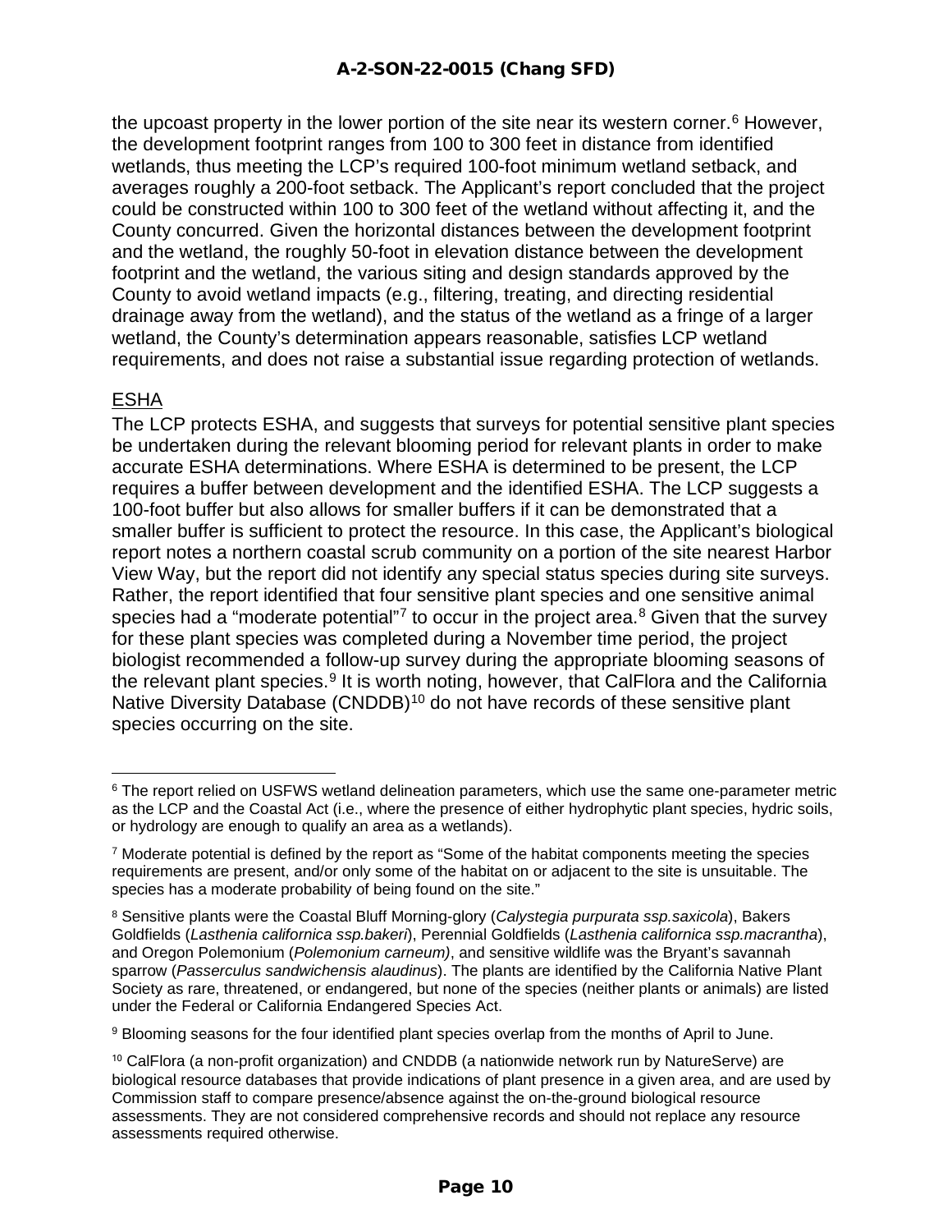the upcoast property in the lower portion of the site near its western corner.[6] However, the development footprint ranges from 100 to 300 feet in distance from identified wetlands, thus meeting the LCP's required 100-foot minimum wetland setback, and averages roughly a 200-foot setback. The Applicant's report concluded that the project could be constructed within 100 to 300 feet of the wetland without affecting it, and the County concurred. Given the horizontal distances between the development footprint and the wetland, the roughly 50-foot in elevation distance between the development footprint and the wetland, the various siting and design standards approved by the County to avoid wetland impacts (e.g., filtering, treating, and directing residential drainage away from the wetland), and the status of the wetland as a fringe of a larger wetland, the County's determination appears reasonable, satisfies LCP wetland requirements, and does not raise a substantial issue regarding protection of wetlands.

## ESHA

The LCP protects ESHA, and suggests that surveys for potential sensitive plant species be undertaken during the relevant blooming period for relevant plants in order to make accurate ESHA determinations. Where ESHA is determined to be present, the LCP requires a buffer between development and the identified ESHA. The LCP suggests a 100-foot buffer but also allows for smaller buffers if it can be demonstrated that a smaller buffer is sufficient to protect the resource. In this case, the Applicant's biological report notes a northern coastal scrub community on a portion of the site nearest Harbor View Way, but the report did not identify any special status species during site surveys. Rather, the report identified that four sensitive plant species and one sensitive animal species had a "moderate potential"[7] to occur in the project area.[8] Given that the survey for these plant species was completed during a November time period, the project biologist recommended a follow-up survey during the appropriate blooming seasons of the relevant plant species.[9] It is worth noting, however, that CalFlora and the California Native Diversity Database (CNDDB)[10] do not have records of these sensitive plant species occurring on the site.

---

[6] The report relied on USFWS wetland delineation parameters, which use the same one-parameter metric as the LCP and the Coastal Act (i.e., where the presence of either hydrophytic plant species, hydric soils, or hydrology are enough to qualify an area as a wetlands).

[7] Moderate potential is defined by the report as "Some of the habitat components meeting the species requirements are present, and/or only some of the habitat on or adjacent to the site is unsuitable. The species has a moderate probability of being found on the site."

[8] Sensitive plants were the Coastal Bluff Morning-glory (*Calystegia purpurata ssp.saxicola*), Bakers Goldfields (*Lasthenia californica ssp.bakeri*), Perennial Goldfields (*Lasthenia californica ssp.macrantha*), and Oregon Polemonium (*Polemonium carneum)*, and sensitive wildlife was the Bryant's savannah sparrow (*Passerculus sandwichensis alaudinus*). The plants are identified by the California Native Plant Society as rare, threatened, or endangered, but none of the species (neither plants or animals) are listed under the Federal or California Endangered Species Act.

[9] Blooming seasons for the four identified plant species overlap from the months of April to June.

[10] CalFlora (a non-profit organization) and CNDDB (a nationwide network run by NatureServe) are biological resource databases that provide indications of plant presence in a given area, and are used by Commission staff to compare presence/absence against the on-the-ground biological resource assessments. They are not considered comprehensive records and should not replace any resource assessments required otherwise.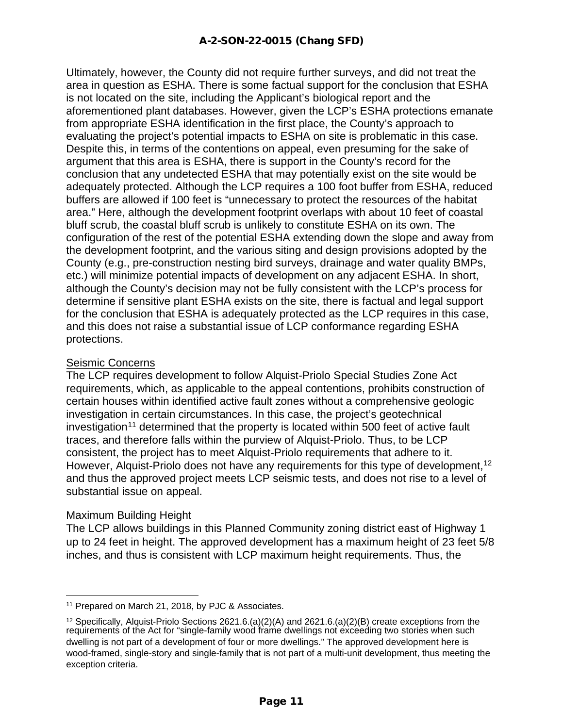Ultimately, however, the County did not require further surveys, and did not treat the area in question as ESHA. There is some factual support for the conclusion that ESHA is not located on the site, including the Applicant's biological report and the aforementioned plant databases. However, given the LCP's ESHA protections emanate from appropriate ESHA identification in the first place, the County's approach to evaluating the project's potential impacts to ESHA on site is problematic in this case. Despite this, in terms of the contentions on appeal, even presuming for the sake of argument that this area is ESHA, there is support in the County's record for the conclusion that any undetected ESHA that may potentially exist on the site would be adequately protected. Although the LCP requires a 100 foot buffer from ESHA, reduced buffers are allowed if 100 feet is "unnecessary to protect the resources of the habitat area." Here, although the development footprint overlaps with about 10 feet of coastal bluff scrub, the coastal bluff scrub is unlikely to constitute ESHA on its own. The configuration of the rest of the potential ESHA extending down the slope and away from the development footprint, and the various siting and design provisions adopted by the County (e.g., pre-construction nesting bird surveys, drainage and water quality BMPs, etc.) will minimize potential impacts of development on any adjacent ESHA. In short, although the County's decision may not be fully consistent with the LCP's process for determine if sensitive plant ESHA exists on the site, there is factual and legal support for the conclusion that ESHA is adequately protected as the LCP requires in this case, and this does not raise a substantial issue of LCP conformance regarding ESHA protections.

<u>Seismic Concerns</u>

The LCP requires development to follow Alquist-Priolo Special Studies Zone Act requirements, which, as applicable to the appeal contentions, prohibits construction of certain houses within identified active fault zones without a comprehensive geologic investigation in certain circumstances. In this case, the project's geotechnical investigation[11] determined that the property is located within 500 feet of active fault traces, and therefore falls within the purview of Alquist-Priolo. Thus, to be LCP consistent, the project has to meet Alquist-Priolo requirements that adhere to it. However, Alquist-Priolo does not have any requirements for this type of development,[12] and thus the approved project meets LCP seismic tests, and does not rise to a level of substantial issue on appeal.

<u>Maximum Building Height</u>

The LCP allows buildings in this Planned Community zoning district east of Highway 1 up to 24 feet in height. The approved development has a maximum height of 23 feet 5/8 inches, and thus is consistent with LCP maximum height requirements. Thus, the

---

[11] Prepared on March 21, 2018, by PJC & Associates.

[12] Specifically, Alquist-Priolo Sections 2621.6.(a)(2)(A) and 2621.6.(a)(2)(B) create exceptions from the requirements of the Act for "single-family wood frame dwellings not exceeding two stories when such dwelling is not part of a development of four or more dwellings." The approved development here is wood-framed, single-story and single-family that is not part of a multi-unit development, thus meeting the exception criteria.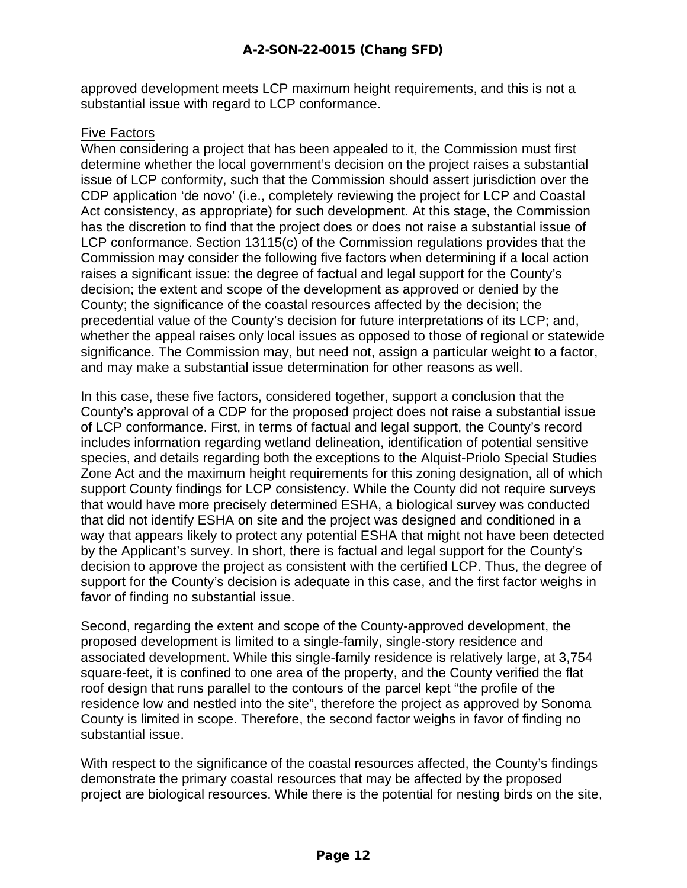approved development meets LCP maximum height requirements, and this is not a substantial issue with regard to LCP conformance.

<u>Five Factors</u>

When considering a project that has been appealed to it, the Commission must first determine whether the local government's decision on the project raises a substantial issue of LCP conformity, such that the Commission should assert jurisdiction over the CDP application 'de novo' (i.e., completely reviewing the project for LCP and Coastal Act consistency, as appropriate) for such development. At this stage, the Commission has the discretion to find that the project does or does not raise a substantial issue of LCP conformance. Section 13115(c) of the Commission regulations provides that the Commission may consider the following five factors when determining if a local action raises a significant issue: the degree of factual and legal support for the County's decision; the extent and scope of the development as approved or denied by the County; the significance of the coastal resources affected by the decision; the precedential value of the County's decision for future interpretations of its LCP; and, whether the appeal raises only local issues as opposed to those of regional or statewide significance. The Commission may, but need not, assign a particular weight to a factor, and may make a substantial issue determination for other reasons as well.

In this case, these five factors, considered together, support a conclusion that the County's approval of a CDP for the proposed project does not raise a substantial issue of LCP conformance. First, in terms of factual and legal support, the County's record includes information regarding wetland delineation, identification of potential sensitive species, and details regarding both the exceptions to the Alquist-Priolo Special Studies Zone Act and the maximum height requirements for this zoning designation, all of which support County findings for LCP consistency. While the County did not require surveys that would have more precisely determined ESHA, a biological survey was conducted that did not identify ESHA on site and the project was designed and conditioned in a way that appears likely to protect any potential ESHA that might not have been detected by the Applicant's survey. In short, there is factual and legal support for the County's decision to approve the project as consistent with the certified LCP. Thus, the degree of support for the County's decision is adequate in this case, and the first factor weighs in favor of finding no substantial issue.

Second, regarding the extent and scope of the County-approved development, the proposed development is limited to a single-family, single-story residence and associated development. While this single-family residence is relatively large, at 3,754 square-feet, it is confined to one area of the property, and the County verified the flat roof design that runs parallel to the contours of the parcel kept "the profile of the residence low and nestled into the site", therefore the project as approved by Sonoma County is limited in scope. Therefore, the second factor weighs in favor of finding no substantial issue.

With respect to the significance of the coastal resources affected, the County's findings demonstrate the primary coastal resources that may be affected by the proposed project are biological resources. While there is the potential for nesting birds on the site,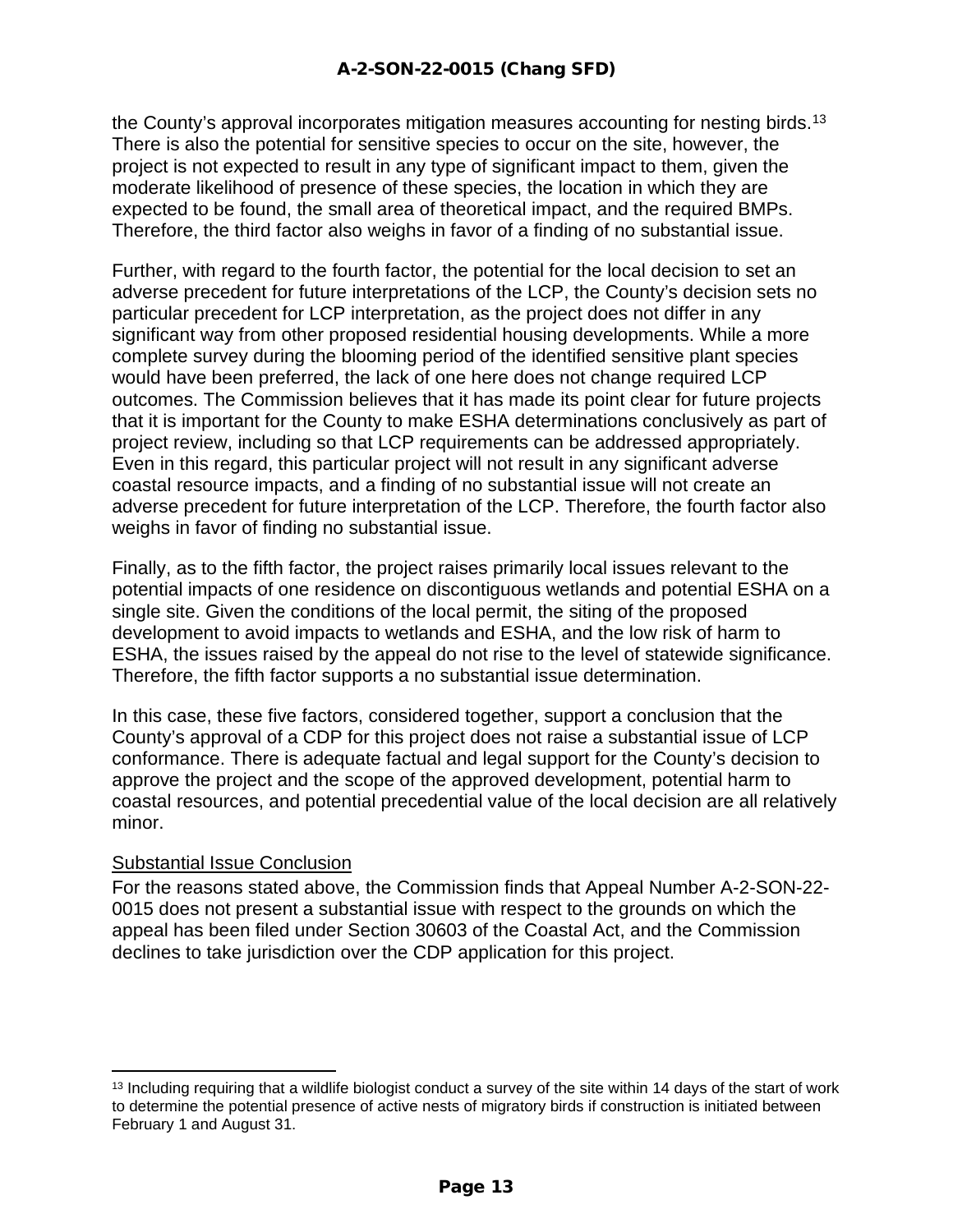the County's approval incorporates mitigation measures accounting for nesting birds.[13] There is also the potential for sensitive species to occur on the site, however, the project is not expected to result in any type of significant impact to them, given the moderate likelihood of presence of these species, the location in which they are expected to be found, the small area of theoretical impact, and the required BMPs. Therefore, the third factor also weighs in favor of a finding of no substantial issue.

Further, with regard to the fourth factor, the potential for the local decision to set an adverse precedent for future interpretations of the LCP, the County's decision sets no particular precedent for LCP interpretation, as the project does not differ in any significant way from other proposed residential housing developments. While a more complete survey during the blooming period of the identified sensitive plant species would have been preferred, the lack of one here does not change required LCP outcomes. The Commission believes that it has made its point clear for future projects that it is important for the County to make ESHA determinations conclusively as part of project review, including so that LCP requirements can be addressed appropriately. Even in this regard, this particular project will not result in any significant adverse coastal resource impacts, and a finding of no substantial issue will not create an adverse precedent for future interpretation of the LCP. Therefore, the fourth factor also weighs in favor of finding no substantial issue.

Finally, as to the fifth factor, the project raises primarily local issues relevant to the potential impacts of one residence on discontiguous wetlands and potential ESHA on a single site. Given the conditions of the local permit, the siting of the proposed development to avoid impacts to wetlands and ESHA, and the low risk of harm to ESHA, the issues raised by the appeal do not rise to the level of statewide significance. Therefore, the fifth factor supports a no substantial issue determination.

In this case, these five factors, considered together, support a conclusion that the County's approval of a CDP for this project does not raise a substantial issue of LCP conformance. There is adequate factual and legal support for the County's decision to approve the project and the scope of the approved development, potential harm to coastal resources, and potential precedential value of the local decision are all relatively minor.

<u>Substantial Issue Conclusion</u>

For the reasons stated above, the Commission finds that Appeal Number A-2-SON-22-0015 does not present a substantial issue with respect to the grounds on which the appeal has been filed under Section 30603 of the Coastal Act, and the Commission declines to take jurisdiction over the CDP application for this project.

---

[13] Including requiring that a wildlife biologist conduct a survey of the site within 14 days of the start of work to determine the potential presence of active nests of migratory birds if construction is initiated between February 1 and August 31.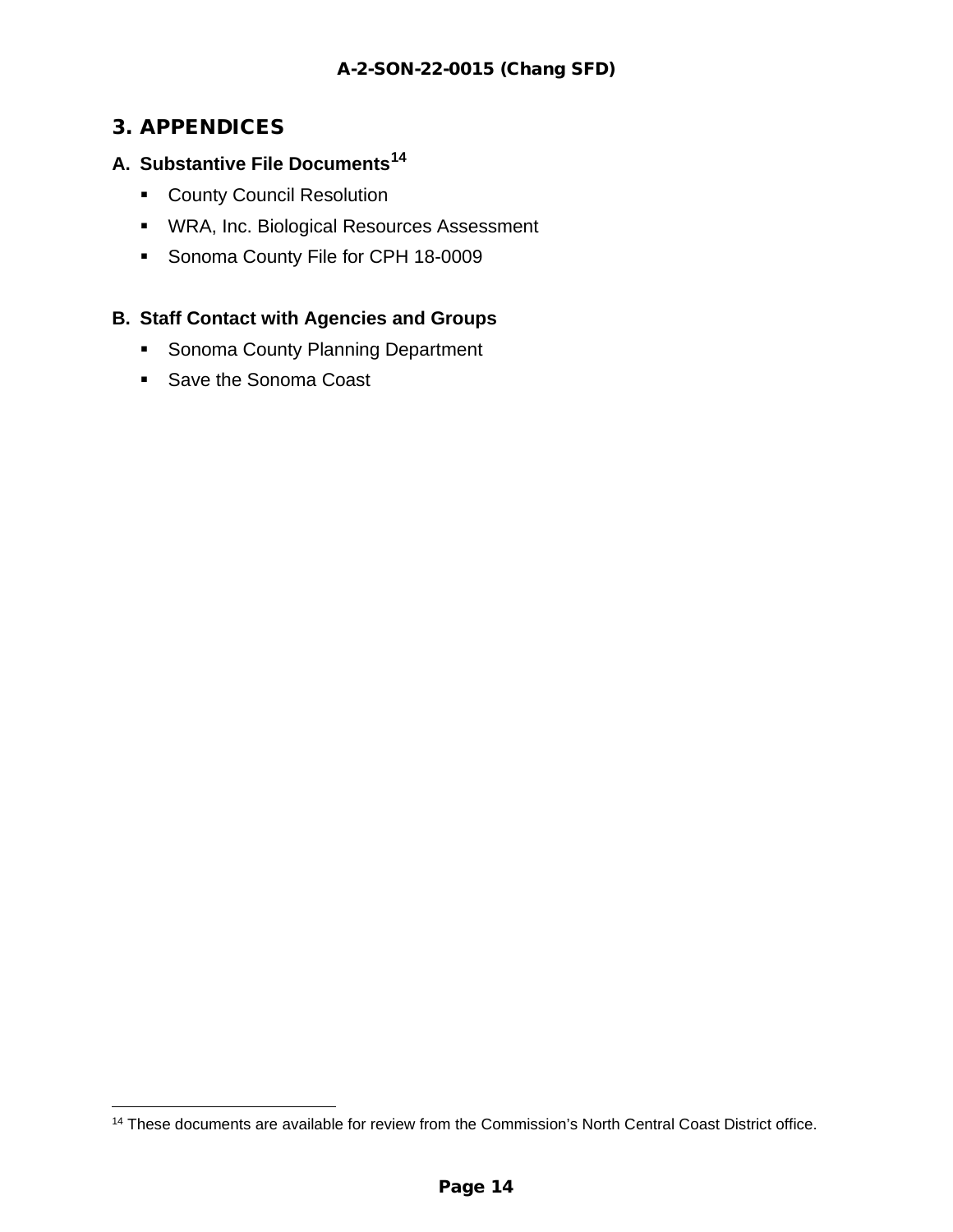# 3. APPENDICES

## A. Substantive File Documents[14]

- County Council Resolution
- WRA, Inc. Biological Resources Assessment
- Sonoma County File for CPH 18-0009

## B. Staff Contact with Agencies and Groups

- Sonoma County Planning Department
- Save the Sonoma Coast

[14] These documents are available for review from the Commission's North Central Coast District office.